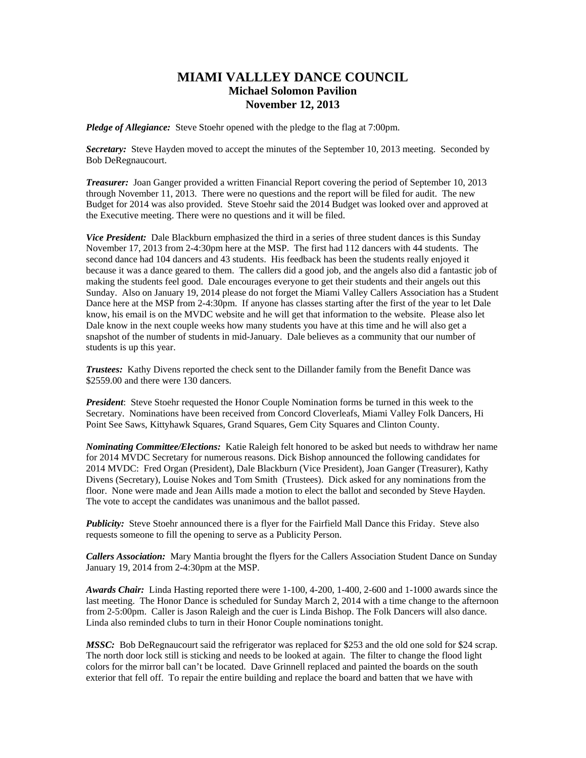# MIAMI VALLLEY DANCE COUNCIL
## Michael Solomon Pavilion
## November 12, 2013

***Pledge of Allegiance:*** Steve Stoehr opened with the pledge to the flag at 7:00pm.

***Secretary:*** Steve Hayden moved to accept the minutes of the September 10, 2013 meeting. Seconded by Bob DeRegnaucourt.

***Treasurer:*** Joan Ganger provided a written Financial Report covering the period of September 10, 2013 through November 11, 2013. There were no questions and the report will be filed for audit. The new Budget for 2014 was also provided. Steve Stoehr said the 2014 Budget was looked over and approved at the Executive meeting. There were no questions and it will be filed.

***Vice President:*** Dale Blackburn emphasized the third in a series of three student dances is this Sunday November 17, 2013 from 2-4:30pm here at the MSP. The first had 112 dancers with 44 students. The second dance had 104 dancers and 43 students. His feedback has been the students really enjoyed it because it was a dance geared to them. The callers did a good job, and the angels also did a fantastic job of making the students feel good. Dale encourages everyone to get their students and their angels out this Sunday. Also on January 19, 2014 please do not forget the Miami Valley Callers Association has a Student Dance here at the MSP from 2-4:30pm. If anyone has classes starting after the first of the year to let Dale know, his email is on the MVDC website and he will get that information to the website. Please also let Dale know in the next couple weeks how many students you have at this time and he will also get a snapshot of the number of students in mid-January. Dale believes as a community that our number of students is up this year.

***Trustees:*** Kathy Divens reported the check sent to the Dillander family from the Benefit Dance was $2559.00 and there were 130 dancers.

***President***: Steve Stoehr requested the Honor Couple Nomination forms be turned in this week to the Secretary. Nominations have been received from Concord Cloverleafs, Miami Valley Folk Dancers, Hi Point See Saws, Kittyhawk Squares, Grand Squares, Gem City Squares and Clinton County.

***Nominating Committee/Elections:*** Katie Raleigh felt honored to be asked but needs to withdraw her name for 2014 MVDC Secretary for numerous reasons. Dick Bishop announced the following candidates for 2014 MVDC: Fred Organ (President), Dale Blackburn (Vice President), Joan Ganger (Treasurer), Kathy Divens (Secretary), Louise Nokes and Tom Smith (Trustees). Dick asked for any nominations from the floor. None were made and Jean Aills made a motion to elect the ballot and seconded by Steve Hayden. The vote to accept the candidates was unanimous and the ballot passed.

***Publicity:*** Steve Stoehr announced there is a flyer for the Fairfield Mall Dance this Friday. Steve also requests someone to fill the opening to serve as a Publicity Person.

***Callers Association:*** Mary Mantia brought the flyers for the Callers Association Student Dance on Sunday January 19, 2014 from 2-4:30pm at the MSP.

***Awards Chair:*** Linda Hasting reported there were 1-100, 4-200, 1-400, 2-600 and 1-1000 awards since the last meeting. The Honor Dance is scheduled for Sunday March 2, 2014 with a time change to the afternoon from 2-5:00pm. Caller is Jason Raleigh and the cuer is Linda Bishop. The Folk Dancers will also dance. Linda also reminded clubs to turn in their Honor Couple nominations tonight.

***MSSC:*** Bob DeRegnaucourt said the refrigerator was replaced for $253 and the old one sold for $24 scrap. The north door lock still is sticking and needs to be looked at again. The filter to change the flood light colors for the mirror ball can't be located. Dave Grinnell replaced and painted the boards on the south exterior that fell off. To repair the entire building and replace the board and batten that we have with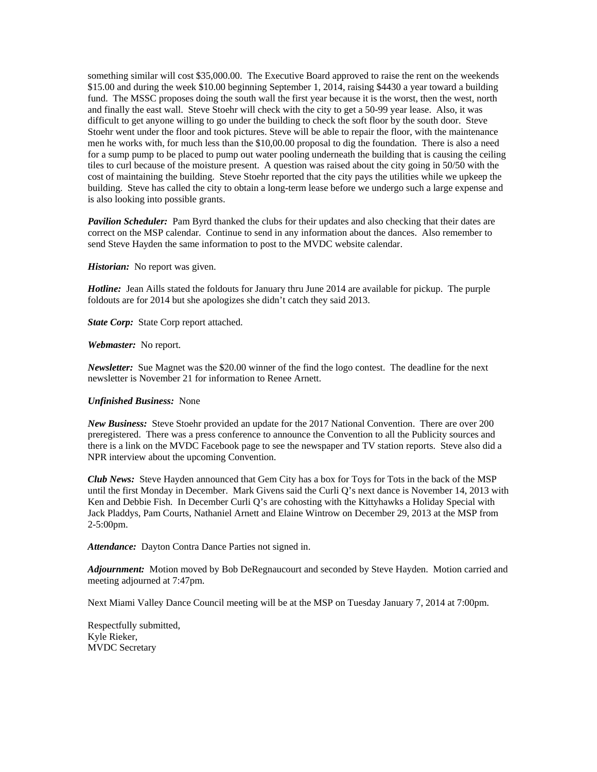something similar will cost $35,000.00. The Executive Board approved to raise the rent on the weekends $15.00 and during the week $10.00 beginning September 1, 2014, raising $4430 a year toward a building fund. The MSSC proposes doing the south wall the first year because it is the worst, then the west, north and finally the east wall. Steve Stoehr will check with the city to get a 50-99 year lease. Also, it was difficult to get anyone willing to go under the building to check the soft floor by the south door. Steve Stoehr went under the floor and took pictures. Steve will be able to repair the floor, with the maintenance men he works with, for much less than the $10,00.00 proposal to dig the foundation. There is also a need for a sump pump to be placed to pump out water pooling underneath the building that is causing the ceiling tiles to curl because of the moisture present. A question was raised about the city going in 50/50 with the cost of maintaining the building. Steve Stoehr reported that the city pays the utilities while we upkeep the building. Steve has called the city to obtain a long-term lease before we undergo such a large expense and is also looking into possible grants.

***Pavilion Scheduler:*** Pam Byrd thanked the clubs for their updates and also checking that their dates are correct on the MSP calendar. Continue to send in any information about the dances. Also remember to send Steve Hayden the same information to post to the MVDC website calendar.

***Historian:*** No report was given.

***Hotline:*** Jean Aills stated the foldouts for January thru June 2014 are available for pickup. The purple foldouts are for 2014 but she apologizes she didn't catch they said 2013.

***State Corp:*** State Corp report attached.

***Webmaster:*** No report.

***Newsletter:*** Sue Magnet was the $20.00 winner of the find the logo contest. The deadline for the next newsletter is November 21 for information to Renee Arnett.

***Unfinished Business:*** None

***New Business:*** Steve Stoehr provided an update for the 2017 National Convention. There are over 200 preregistered. There was a press conference to announce the Convention to all the Publicity sources and there is a link on the MVDC Facebook page to see the newspaper and TV station reports. Steve also did a NPR interview about the upcoming Convention.

***Club News:*** Steve Hayden announced that Gem City has a box for Toys for Tots in the back of the MSP until the first Monday in December. Mark Givens said the Curli Q's next dance is November 14, 2013 with Ken and Debbie Fish. In December Curli Q's are cohosting with the Kittyhawks a Holiday Special with Jack Pladdys, Pam Courts, Nathaniel Arnett and Elaine Wintrow on December 29, 2013 at the MSP from 2-5:00pm.

***Attendance:*** Dayton Contra Dance Parties not signed in.

***Adjournment:*** Motion moved by Bob DeRegnaucourt and seconded by Steve Hayden. Motion carried and meeting adjourned at 7:47pm.

Next Miami Valley Dance Council meeting will be at the MSP on Tuesday January 7, 2014 at 7:00pm.

Respectfully submitted,
Kyle Rieker,
MVDC Secretary